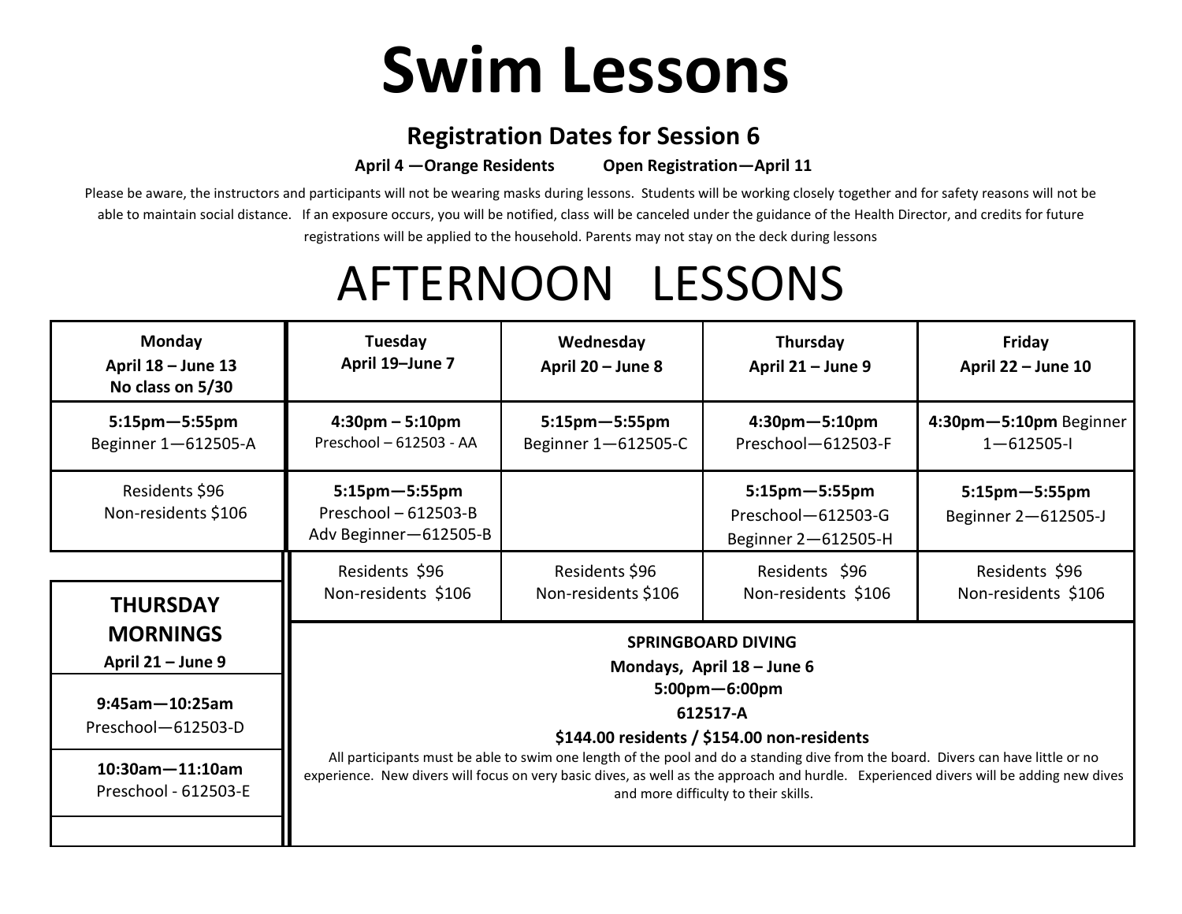# Swim Lessons

## Registration Dates for Session 6

**April 4 —Orange Residents          Open Registration—April 11**

Please be aware, the instructors and participants will not be wearing masks during lessons. Students will be working closely together and for safety reasons will not be able to maintain social distance. If an exposure occurs, you will be notified, class will be canceled under the guidance of the Health Director, and credits for future registrations will be applied to the household. Parents may not stay on the deck during lessons

# AFTERNOON LESSONS

| **Monday**<br>**April 18 – June 13**<br>**No class on 5/30** | **Tuesday**<br>**April 19–June 7** | **Wednesday**<br>**April 20 – June 8** | **Thursday**<br>**April 21 – June 9** | **Friday**<br>**April 22 – June 10** |
|---|---|---|---|---|
| **5:15pm—5:55pm**<br>Beginner 1—612505-A | **4:30pm – 5:10pm**<br>Preschool – 612503 - AA | **5:15pm—5:55pm**<br>Beginner 1—612505-C | **4:30pm—5:10pm**<br>Preschool—612503-F | **4:30pm—5:10pm** Beginner 1—612505-I |
| Residents $96<br>Non-residents $106 | **5:15pm—5:55pm**<br>Preschool – 612503-B<br>Adv Beginner—612505-B | | **5:15pm—5:55pm**<br>Preschool—612503-G<br>Beginner 2—612505-H | **5:15pm—5:55pm**<br>Beginner 2—612505-J |
| | Residents $96<br>Non-residents $106 | Residents $96<br>Non-residents $106 | Residents $96<br>Non-residents $106 | Residents $96<br>Non-residents $106 |

| **THURSDAY MORNINGS**<br>**April 21 – June 9** |
|---|
| **9:45am—10:25am**<br>Preschool—612503-D |
| **10:30am—11:10am**<br>Preschool - 612503-E |

**SPRINGBOARD DIVING**

**Mondays, April 18 – June 6**

**5:00pm—6:00pm**

**612517-A**

**$144.00 residents / $154.00 non-residents**

All participants must be able to swim one length of the pool and do a standing dive from the board. Divers can have little or no experience. New divers will focus on very basic dives, as well as the approach and hurdle. Experienced divers will be adding new dives and more difficulty to their skills.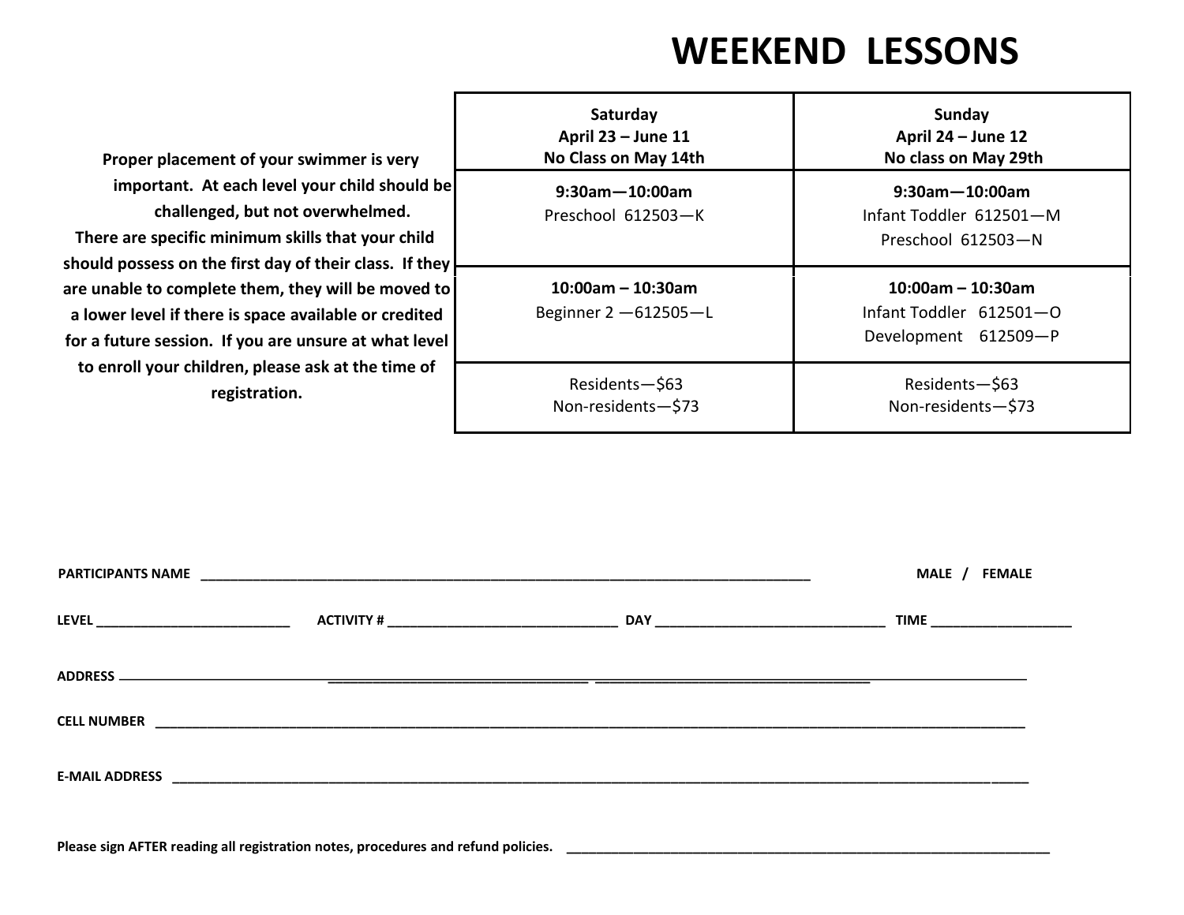# WEEKEND LESSONS

**Proper placement of your swimmer is very important. At each level your child should be challenged, but not overwhelmed. There are specific minimum skills that your child should possess on the first day of their class. If they are unable to complete them, they will be moved to a lower level if there is space available or credited for a future session. If you are unsure at what level to enroll your children, please ask at the time of registration.**

| **Saturday**<br>**April 23 – June 11**<br>**No Class on May 14th** | **Sunday**<br>**April 24 – June 12**<br>**No class on May 29th** |
|---|---|
| **9:30am—10:00am**<br>Preschool 612503—K | **9:30am—10:00am**<br>Infant Toddler 612501—M<br>Preschool 612503—N |
| **10:00am – 10:30am**<br>Beginner 2 —612505—L | **10:00am – 10:30am**<br>Infant Toddler 612501—O<br>Development 612509—P |
| Residents—$63<br>Non-residents—$73 | Residents—$63<br>Non-residents—$73 |

**PARTICIPANTS NAME** ______________________________________________ **MALE / FEMALE**

**LEVEL** ____________________ **ACTIVITY #** ________________________ **DAY** ________________________ **TIME** ________________

**ADDRESS** ______________________________________________________________________

**CELL NUMBER** ______________________________________________________________________

**E-MAIL ADDRESS** ______________________________________________________________________

**Please sign AFTER reading all registration notes, procedures and refund policies.** ______________________________________